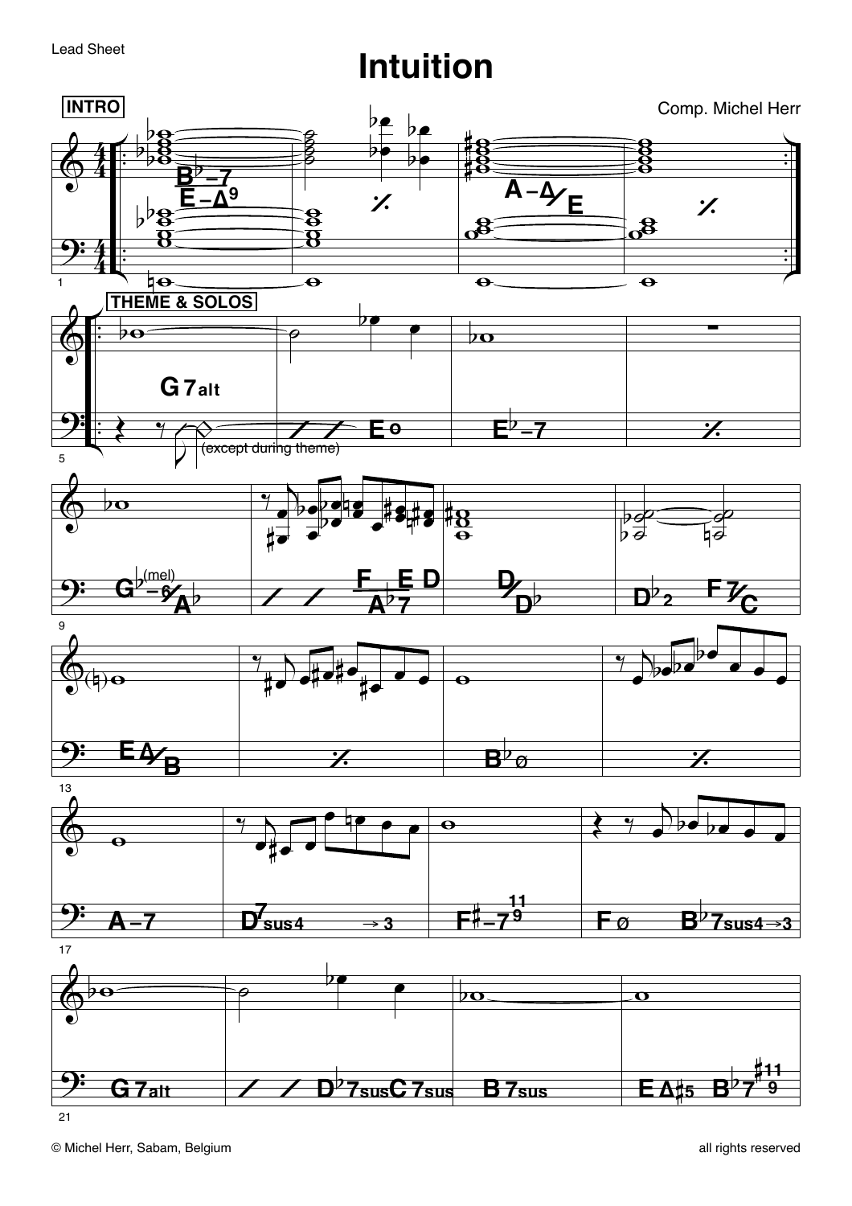Lead Sheet

# Intuition

Comp. Michel Herr

**INTRO**

B♭–7 / E–Δ9 | ⁒ | A–Δ/E | ⁒

**THEME & SOLOS**

G7alt (except during theme) | E | E♭–7 | ⁒

G♭–6/A♭ (mel) | F/A♭7 E D | D/D♭ | D♭2 F7/C

E Δ/B | ⁒ | B♭ø | ⁒

A–7 | D7sus4 → 3 | F♯–7 9 11 | Fø B♭7sus4 → 3

G7alt | D♭7sus C7sus | B7sus | E Δ♯5 B♭7 9 ♯11

© Michel Herr, Sabam, Belgium

all rights reserved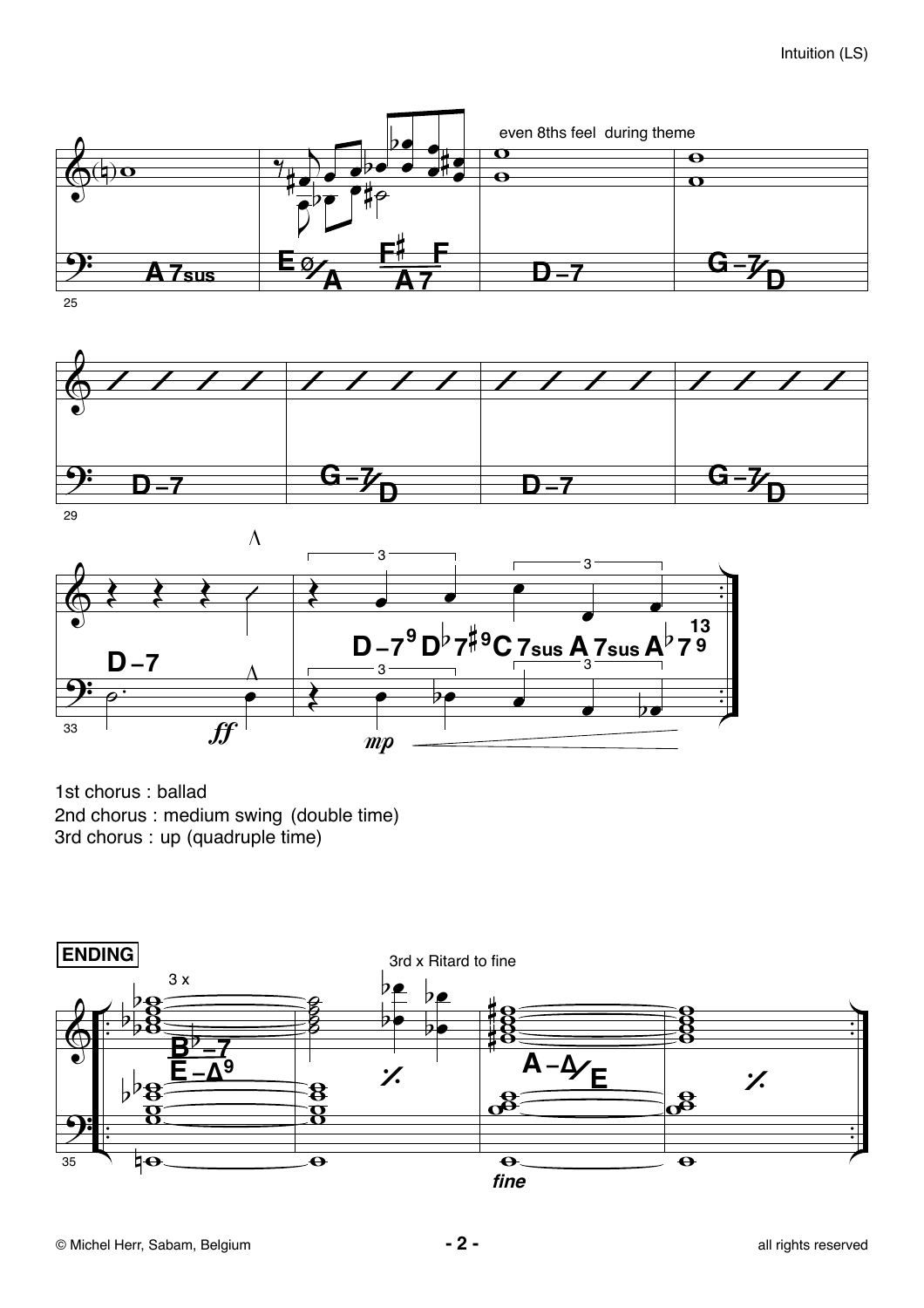even 8ths feel during theme

A 7sus | E ø/A  F♯/A 7  F | D –7 | G –7/D

D –7 | G –7/D | D –7 | G –7/D

D –7 | D –7[9] D♭7♯[9] C 7sus A 7sus A♭7[13/9]

*ff* *mp*

1st chorus : ballad
2nd chorus : medium swing (double time)
3rd chorus : up (quadruple time)

**ENDING**

3 x

3rd x Ritard to fine

B♭–7 / E –Δ[9] | A –Δ/E

*fine*

© Michel Herr, Sabam, Belgium

all rights reserved